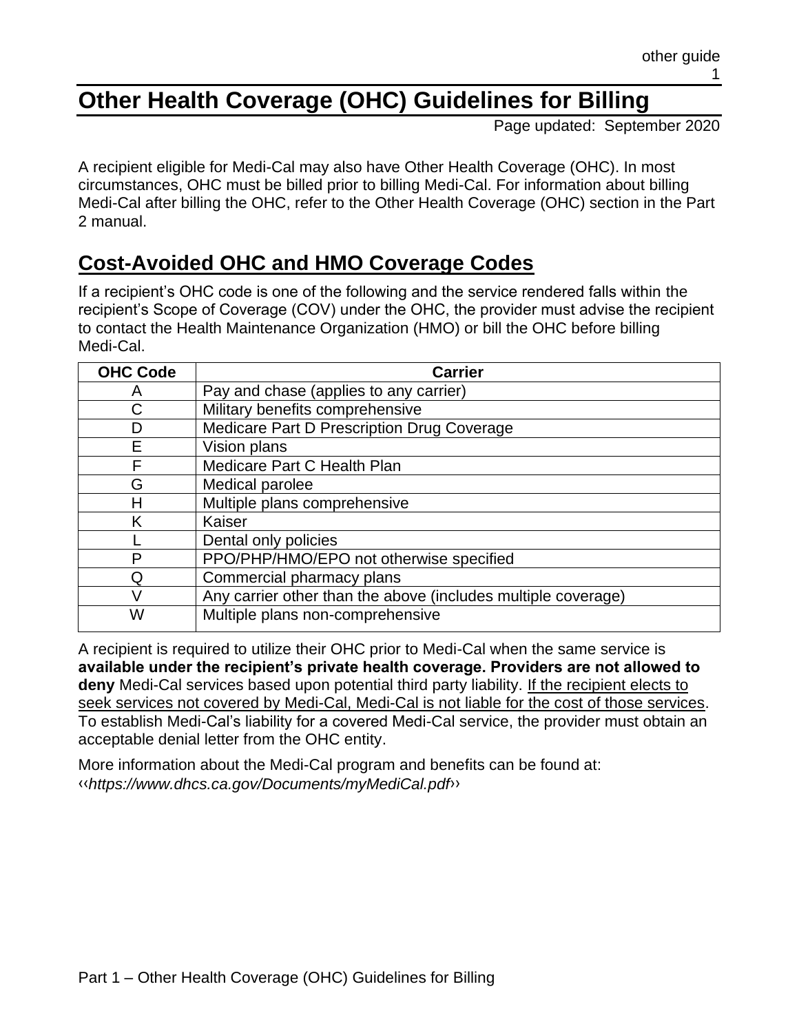# Other Health Coverage (OHC) Guidelines for Billing

Page updated: September 2020

A recipient eligible for Medi-Cal may also have Other Health Coverage (OHC). In most circumstances, OHC must be billed prior to billing Medi-Cal. For information about billing Medi-Cal after billing the OHC, refer to the Other Health Coverage (OHC) section in the Part 2 manual.

## Cost-Avoided OHC and HMO Coverage Codes

If a recipient's OHC code is one of the following and the service rendered falls within the recipient's Scope of Coverage (COV) under the OHC, the provider must advise the recipient to contact the Health Maintenance Organization (HMO) or bill the OHC before billing Medi-Cal.

| OHC Code | Carrier |
|---|---|
| A | Pay and chase (applies to any carrier) |
| C | Military benefits comprehensive |
| D | Medicare Part D Prescription Drug Coverage |
| E | Vision plans |
| F | Medicare Part C Health Plan |
| G | Medical parolee |
| H | Multiple plans comprehensive |
| K | Kaiser |
| L | Dental only policies |
| P | PPO/PHP/HMO/EPO not otherwise specified |
| Q | Commercial pharmacy plans |
| V | Any carrier other than the above (includes multiple coverage) |
| W | Multiple plans non-comprehensive |

A recipient is required to utilize their OHC prior to Medi-Cal when the same service is **available under the recipient's private health coverage. Providers are not allowed to deny** Medi-Cal services based upon potential third party liability. If the recipient elects to seek services not covered by Medi-Cal, Medi-Cal is not liable for the cost of those services. To establish Medi-Cal's liability for a covered Medi-Cal service, the provider must obtain an acceptable denial letter from the OHC entity.

More information about the Medi-Cal program and benefits can be found at:
‹‹*https://www.dhcs.ca.gov/Documents/myMediCal.pdf*››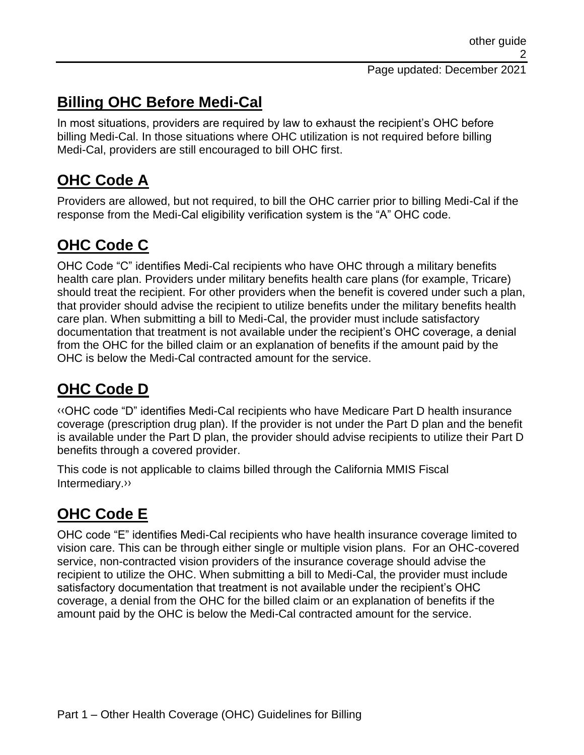## Billing OHC Before Medi-Cal

In most situations, providers are required by law to exhaust the recipient's OHC before billing Medi-Cal. In those situations where OHC utilization is not required before billing Medi-Cal, providers are still encouraged to bill OHC first.

## OHC Code A

Providers are allowed, but not required, to bill the OHC carrier prior to billing Medi-Cal if the response from the Medi-Cal eligibility verification system is the "A" OHC code.

## OHC Code C

OHC Code "C" identifies Medi-Cal recipients who have OHC through a military benefits health care plan. Providers under military benefits health care plans (for example, Tricare) should treat the recipient. For other providers when the benefit is covered under such a plan, that provider should advise the recipient to utilize benefits under the military benefits health care plan. When submitting a bill to Medi-Cal, the provider must include satisfactory documentation that treatment is not available under the recipient's OHC coverage, a denial from the OHC for the billed claim or an explanation of benefits if the amount paid by the OHC is below the Medi-Cal contracted amount for the service.

## OHC Code D

‹‹OHC code "D" identifies Medi-Cal recipients who have Medicare Part D health insurance coverage (prescription drug plan). If the provider is not under the Part D plan and the benefit is available under the Part D plan, the provider should advise recipients to utilize their Part D benefits through a covered provider.

This code is not applicable to claims billed through the California MMIS Fiscal Intermediary.››

## OHC Code E

OHC code "E" identifies Medi-Cal recipients who have health insurance coverage limited to vision care. This can be through either single or multiple vision plans. For an OHC-covered service, non-contracted vision providers of the insurance coverage should advise the recipient to utilize the OHC. When submitting a bill to Medi-Cal, the provider must include satisfactory documentation that treatment is not available under the recipient's OHC coverage, a denial from the OHC for the billed claim or an explanation of benefits if the amount paid by the OHC is below the Medi-Cal contracted amount for the service.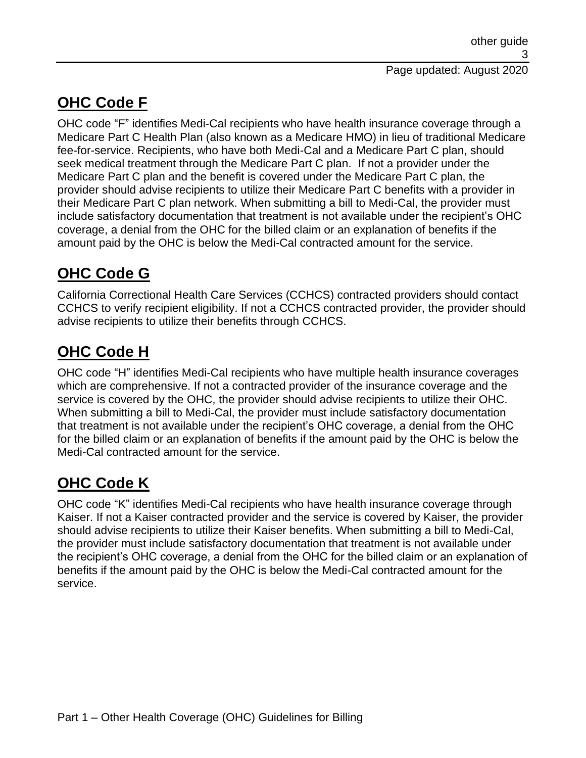## OHC Code F

OHC code "F" identifies Medi-Cal recipients who have health insurance coverage through a Medicare Part C Health Plan (also known as a Medicare HMO) in lieu of traditional Medicare fee-for-service. Recipients, who have both Medi-Cal and a Medicare Part C plan, should seek medical treatment through the Medicare Part C plan. If not a provider under the Medicare Part C plan and the benefit is covered under the Medicare Part C plan, the provider should advise recipients to utilize their Medicare Part C benefits with a provider in their Medicare Part C plan network. When submitting a bill to Medi-Cal, the provider must include satisfactory documentation that treatment is not available under the recipient's OHC coverage, a denial from the OHC for the billed claim or an explanation of benefits if the amount paid by the OHC is below the Medi-Cal contracted amount for the service.

## OHC Code G

California Correctional Health Care Services (CCHCS) contracted providers should contact CCHCS to verify recipient eligibility. If not a CCHCS contracted provider, the provider should advise recipients to utilize their benefits through CCHCS.

## OHC Code H

OHC code "H" identifies Medi-Cal recipients who have multiple health insurance coverages which are comprehensive. If not a contracted provider of the insurance coverage and the service is covered by the OHC, the provider should advise recipients to utilize their OHC. When submitting a bill to Medi-Cal, the provider must include satisfactory documentation that treatment is not available under the recipient's OHC coverage, a denial from the OHC for the billed claim or an explanation of benefits if the amount paid by the OHC is below the Medi-Cal contracted amount for the service.

## OHC Code K

OHC code "K" identifies Medi-Cal recipients who have health insurance coverage through Kaiser. If not a Kaiser contracted provider and the service is covered by Kaiser, the provider should advise recipients to utilize their Kaiser benefits. When submitting a bill to Medi-Cal, the provider must include satisfactory documentation that treatment is not available under the recipient's OHC coverage, a denial from the OHC for the billed claim or an explanation of benefits if the amount paid by the OHC is below the Medi-Cal contracted amount for the service.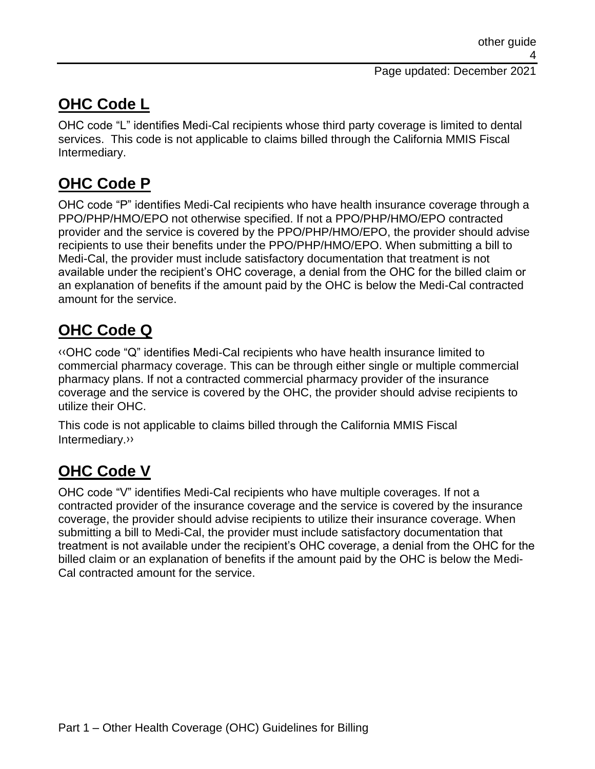## OHC Code L

OHC code "L" identifies Medi-Cal recipients whose third party coverage is limited to dental services. This code is not applicable to claims billed through the California MMIS Fiscal Intermediary.

## OHC Code P

OHC code "P" identifies Medi-Cal recipients who have health insurance coverage through a PPO/PHP/HMO/EPO not otherwise specified. If not a PPO/PHP/HMO/EPO contracted provider and the service is covered by the PPO/PHP/HMO/EPO, the provider should advise recipients to use their benefits under the PPO/PHP/HMO/EPO. When submitting a bill to Medi-Cal, the provider must include satisfactory documentation that treatment is not available under the recipient's OHC coverage, a denial from the OHC for the billed claim or an explanation of benefits if the amount paid by the OHC is below the Medi-Cal contracted amount for the service.

## OHC Code Q

‹‹OHC code "Q" identifies Medi-Cal recipients who have health insurance limited to commercial pharmacy coverage. This can be through either single or multiple commercial pharmacy plans. If not a contracted commercial pharmacy provider of the insurance coverage and the service is covered by the OHC, the provider should advise recipients to utilize their OHC.

This code is not applicable to claims billed through the California MMIS Fiscal Intermediary.››

## OHC Code V

OHC code "V" identifies Medi-Cal recipients who have multiple coverages. If not a contracted provider of the insurance coverage and the service is covered by the insurance coverage, the provider should advise recipients to utilize their insurance coverage. When submitting a bill to Medi-Cal, the provider must include satisfactory documentation that treatment is not available under the recipient's OHC coverage, a denial from the OHC for the billed claim or an explanation of benefits if the amount paid by the OHC is below the Medi-Cal contracted amount for the service.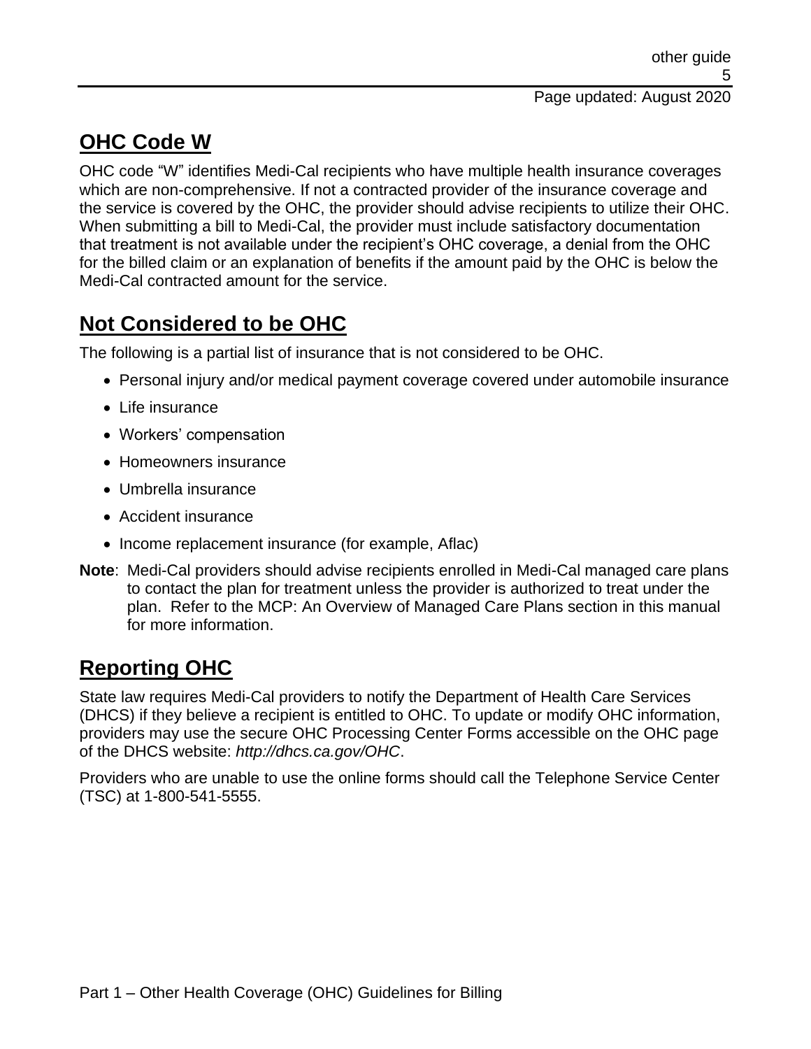## OHC Code W

OHC code "W" identifies Medi-Cal recipients who have multiple health insurance coverages which are non-comprehensive. If not a contracted provider of the insurance coverage and the service is covered by the OHC, the provider should advise recipients to utilize their OHC. When submitting a bill to Medi-Cal, the provider must include satisfactory documentation that treatment is not available under the recipient's OHC coverage, a denial from the OHC for the billed claim or an explanation of benefits if the amount paid by the OHC is below the Medi-Cal contracted amount for the service.

## Not Considered to be OHC

The following is a partial list of insurance that is not considered to be OHC.

- Personal injury and/or medical payment coverage covered under automobile insurance
- Life insurance
- Workers' compensation
- Homeowners insurance
- Umbrella insurance
- Accident insurance
- Income replacement insurance (for example, Aflac)

**Note**: Medi-Cal providers should advise recipients enrolled in Medi-Cal managed care plans to contact the plan for treatment unless the provider is authorized to treat under the plan. Refer to the MCP: An Overview of Managed Care Plans section in this manual for more information.

## Reporting OHC

State law requires Medi-Cal providers to notify the Department of Health Care Services (DHCS) if they believe a recipient is entitled to OHC. To update or modify OHC information, providers may use the secure OHC Processing Center Forms accessible on the OHC page of the DHCS website: *http://dhcs.ca.gov/OHC*.

Providers who are unable to use the online forms should call the Telephone Service Center (TSC) at 1-800-541-5555.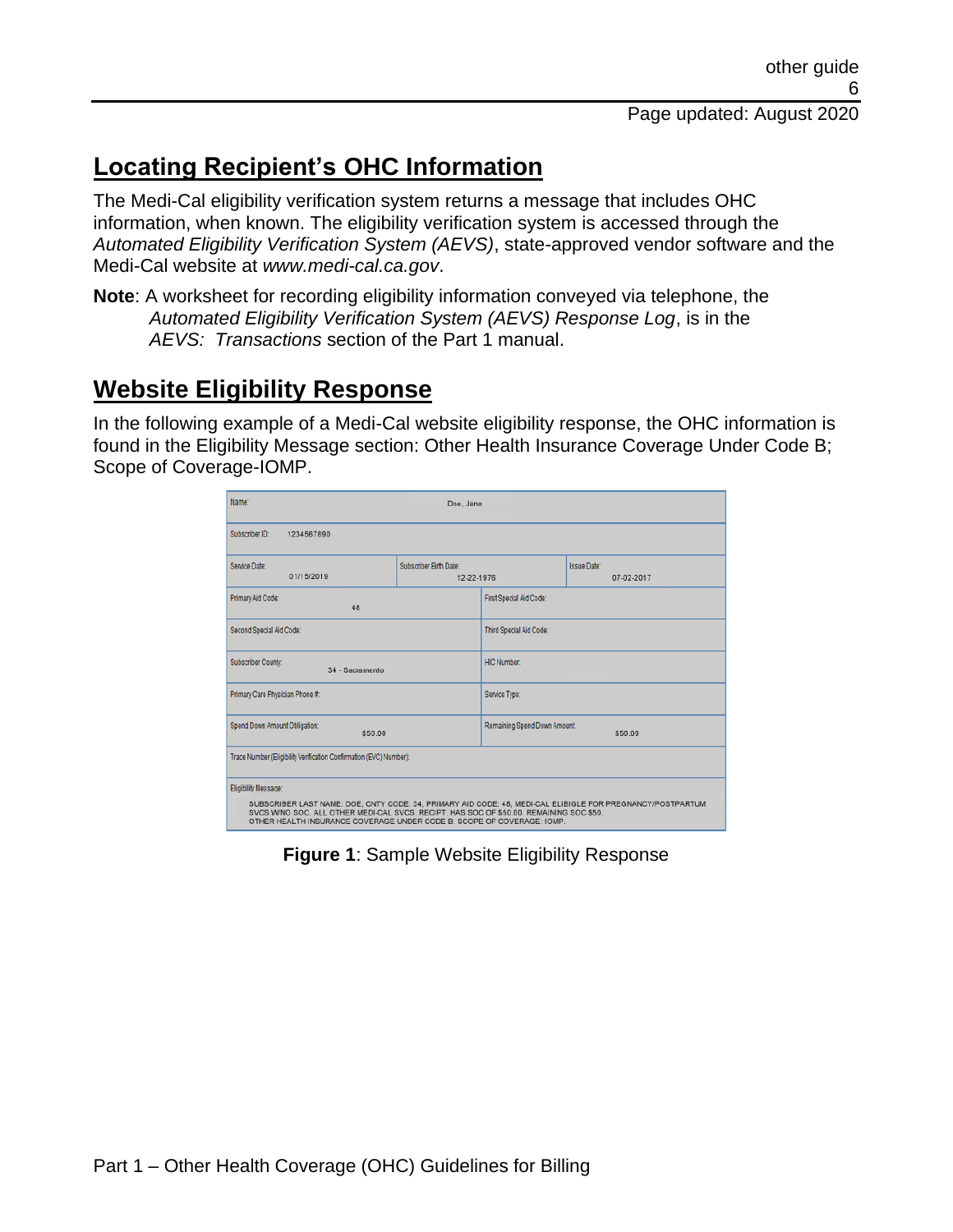## Locating Recipient's OHC Information

The Medi-Cal eligibility verification system returns a message that includes OHC information, when known. The eligibility verification system is accessed through the *Automated Eligibility Verification System (AEVS)*, state-approved vendor software and the Medi-Cal website at *www.medi-cal.ca.gov*.

**Note**: A worksheet for recording eligibility information conveyed via telephone, the *Automated Eligibility Verification System (AEVS) Response Log*, is in the *AEVS: Transactions* section of the Part 1 manual.

## Website Eligibility Response

In the following example of a Medi-Cal website eligibility response, the OHC information is found in the Eligibility Message section: Other Health Insurance Coverage Under Code B; Scope of Coverage-IOMP.

| Name: Doe, Jane | | |
|---|---|---|
| Subscriber ID: 1234567890 | | |
| Service Date: 01/15/2019 | Subscriber Birth Date: 12-22-1976 | Issue Date: 07-02-2017 |
| Primary Aid Code: 46 | First Special Aid Code: | |
| Second Special Aid Code: | Third Special Aid Code: | |
| Subscriber County: 34 - Sacramento | HIC Number: | |
| Primary Care Physician Phone #: | Service Type: | |
| Spend Down Amount Obligation: $50.00 | Remaining Spend Down Amount: $50.00 | |
| Trace Number (Eligibility Verification Confirmation (EVC) Number): | | |
| Eligibility Message: SUBSCRIBER LAST NAME: DOE, CNTY CODE: 34, PRIMARY AID CODE: 46, MEDI-CAL ELIBIGLE FOR PREGNANCY/POSTPARTUM SVCS W/NO SOC. ALL OTHER MEDI-CAL SVCS. RECIPT. HAS SOC OF $50.00. REMAINING SOC $50. OTHER HEALTH INSURANCE COVERAGE UNDER CODE B. SCOPE OF COVERAGE: IOMP. | | |

**Figure 1**: Sample Website Eligibility Response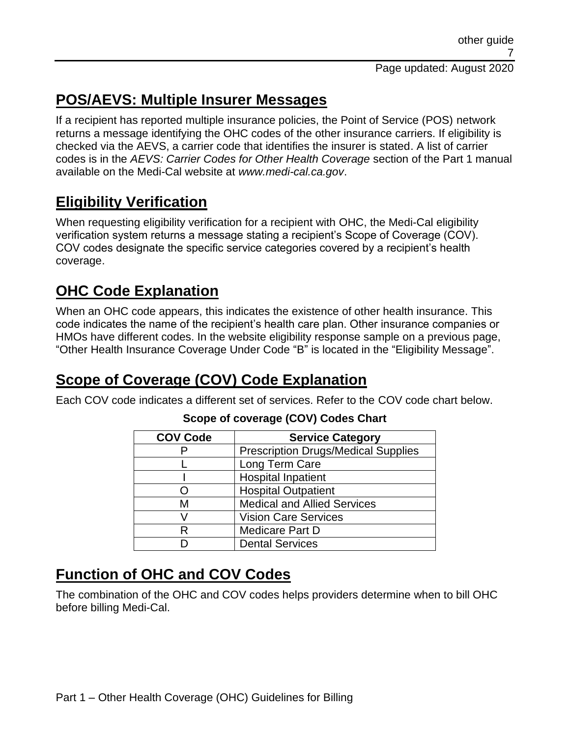## POS/AEVS: Multiple Insurer Messages

If a recipient has reported multiple insurance policies, the Point of Service (POS) network returns a message identifying the OHC codes of the other insurance carriers. If eligibility is checked via the AEVS, a carrier code that identifies the insurer is stated. A list of carrier codes is in the *AEVS: Carrier Codes for Other Health Coverage* section of the Part 1 manual available on the Medi-Cal website at *www.medi-cal.ca.gov*.

## Eligibility Verification

When requesting eligibility verification for a recipient with OHC, the Medi-Cal eligibility verification system returns a message stating a recipient's Scope of Coverage (COV). COV codes designate the specific service categories covered by a recipient's health coverage.

## OHC Code Explanation

When an OHC code appears, this indicates the existence of other health insurance. This code indicates the name of the recipient's health care plan. Other insurance companies or HMOs have different codes. In the website eligibility response sample on a previous page, "Other Health Insurance Coverage Under Code "B" is located in the "Eligibility Message".

## Scope of Coverage (COV) Code Explanation

Each COV code indicates a different set of services. Refer to the COV code chart below.

**Scope of coverage (COV) Codes Chart**

| COV Code | Service Category |
|---|---|
| P | Prescription Drugs/Medical Supplies |
| L | Long Term Care |
| I | Hospital Inpatient |
| O | Hospital Outpatient |
| M | Medical and Allied Services |
| V | Vision Care Services |
| R | Medicare Part D |
| D | Dental Services |

## Function of OHC and COV Codes

The combination of the OHC and COV codes helps providers determine when to bill OHC before billing Medi-Cal.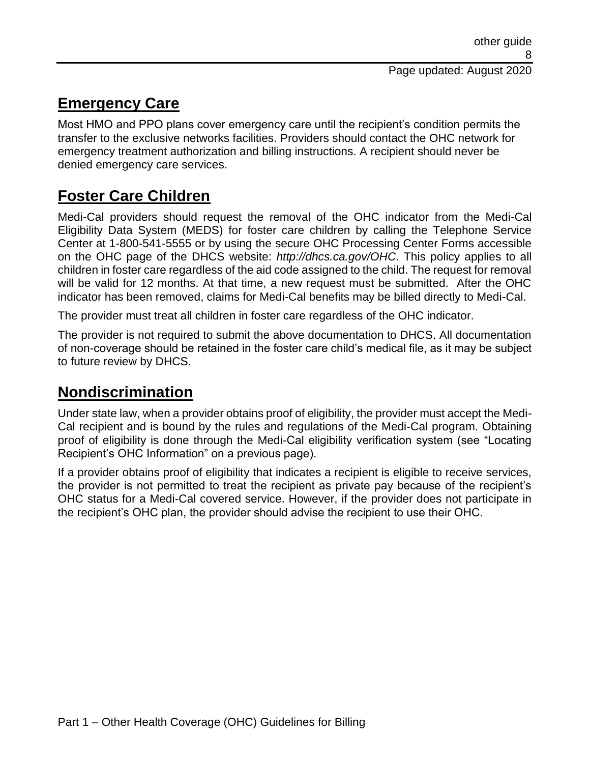## Emergency Care

Most HMO and PPO plans cover emergency care until the recipient's condition permits the transfer to the exclusive networks facilities. Providers should contact the OHC network for emergency treatment authorization and billing instructions. A recipient should never be denied emergency care services.

## Foster Care Children

Medi-Cal providers should request the removal of the OHC indicator from the Medi-Cal Eligibility Data System (MEDS) for foster care children by calling the Telephone Service Center at 1-800-541-5555 or by using the secure OHC Processing Center Forms accessible on the OHC page of the DHCS website: *http://dhcs.ca.gov/OHC*. This policy applies to all children in foster care regardless of the aid code assigned to the child. The request for removal will be valid for 12 months. At that time, a new request must be submitted. After the OHC indicator has been removed, claims for Medi-Cal benefits may be billed directly to Medi-Cal.

The provider must treat all children in foster care regardless of the OHC indicator.

The provider is not required to submit the above documentation to DHCS. All documentation of non-coverage should be retained in the foster care child's medical file, as it may be subject to future review by DHCS.

## Nondiscrimination

Under state law, when a provider obtains proof of eligibility, the provider must accept the Medi-Cal recipient and is bound by the rules and regulations of the Medi-Cal program. Obtaining proof of eligibility is done through the Medi-Cal eligibility verification system (see "Locating Recipient's OHC Information" on a previous page).

If a provider obtains proof of eligibility that indicates a recipient is eligible to receive services, the provider is not permitted to treat the recipient as private pay because of the recipient's OHC status for a Medi-Cal covered service. However, if the provider does not participate in the recipient's OHC plan, the provider should advise the recipient to use their OHC.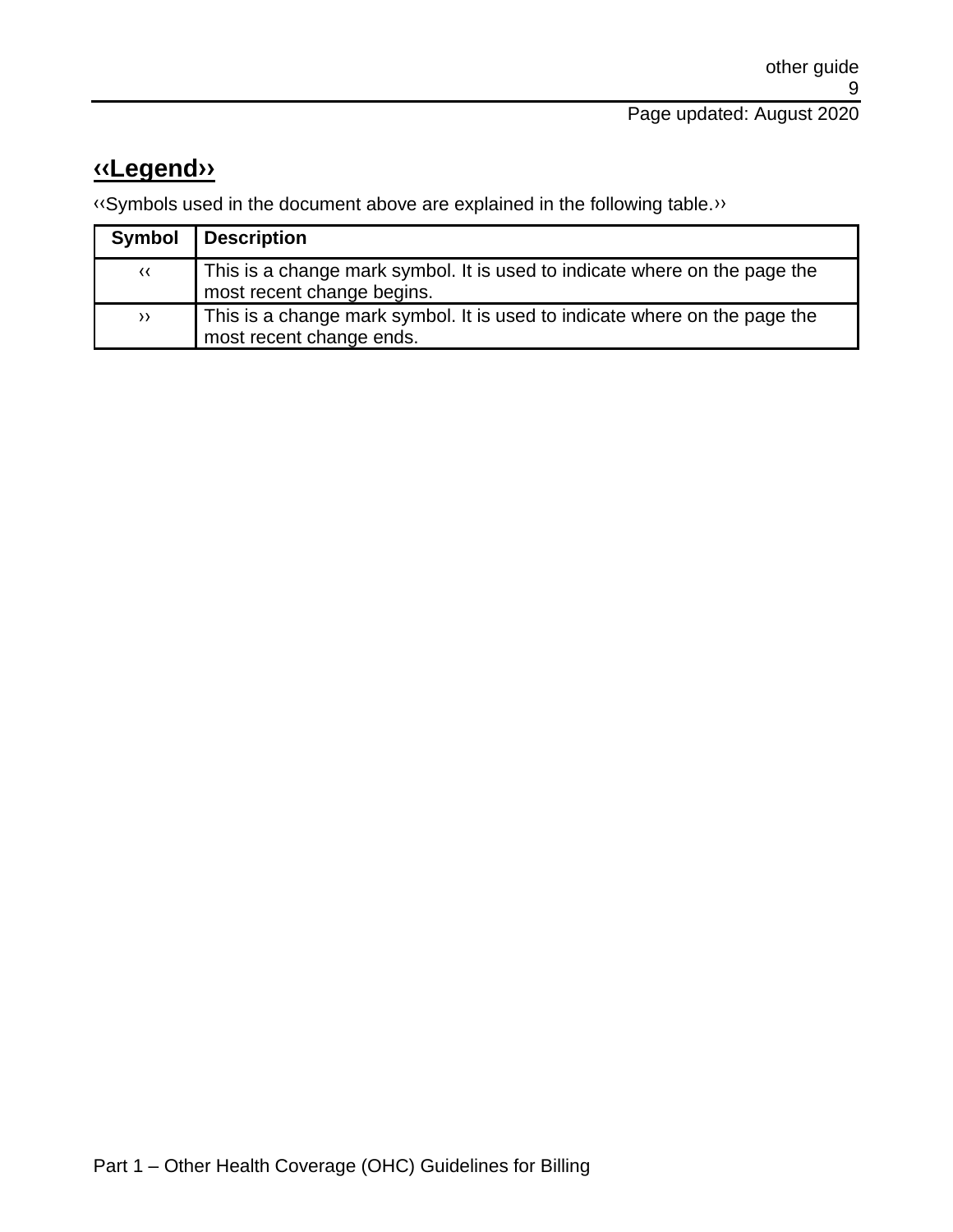## ‹‹Legend››

‹‹Symbols used in the document above are explained in the following table.››

| Symbol | Description |
|---|---|
| ‹‹ | This is a change mark symbol. It is used to indicate where on the page the most recent change begins. |
| ›› | This is a change mark symbol. It is used to indicate where on the page the most recent change ends. |